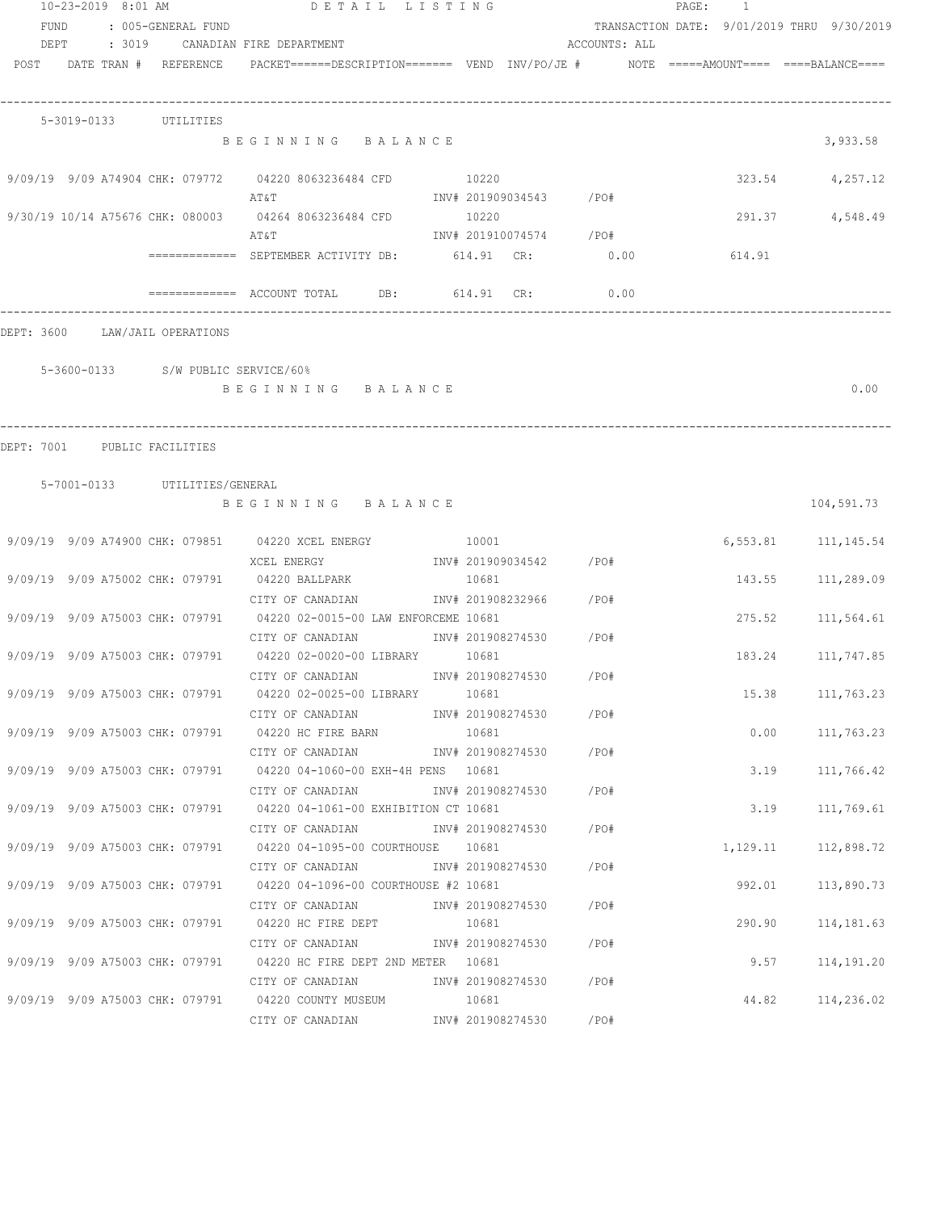10-23-2019 8:01 AM DETAIL LISTING

FUND : 005-GENERAL FUND — TRANSACTION DATE: 9/01/2019 THRU 9/30/2019

DEPT : 3019 CANADIAN FIRE DEPARTMENT — ACCOUNTS: ALL

| POST DATE | TRAN # | REFERENCE | PACKET | DESCRIPTION | VEND | INV/PO/JE # | NOTE | AMOUNT | BALANCE |
|---|---|---|---|---|---|---|---|---|---|

**5-3019-0133 UTILITIES**

| POST DATE | TRAN # | REFERENCE | PACKET | DESCRIPTION | VEND | INV/PO/JE # | NOTE | AMOUNT | BALANCE |
|---|---|---|---|---|---|---|---|---|---|
| | | | | BEGINNING BALANCE | | | | | 3,933.58 |
| 9/09/19 9/09 | A74904 | CHK: 079772 | 04220 | 8063236484 CFD / AT&T | 10220 | INV# 201909034543 /PO# | | 323.54 | 4,257.12 |
| 9/30/19 10/14 | A75676 | CHK: 080003 | 04264 | 8063236484 CFD / AT&T | 10220 | INV# 201910074574 /PO# | | 291.37 | 4,548.49 |
| | | | | SEPTEMBER ACTIVITY DB: 614.91 CR: 0.00 | | | | 614.91 | |
| | | | | ACCOUNT TOTAL DB: 614.91 CR: 0.00 | | | | | |

**DEPT: 3600 LAW/JAIL OPERATIONS**

**5-3600-0133 S/W PUBLIC SERVICE/60%**

| POST DATE | TRAN # | REFERENCE | PACKET | DESCRIPTION | VEND | INV/PO/JE # | NOTE | AMOUNT | BALANCE |
|---|---|---|---|---|---|---|---|---|---|
| | | | | BEGINNING BALANCE | | | | | 0.00 |

**DEPT: 7001 PUBLIC FACILITIES**

**5-7001-0133 UTILITIES/GENERAL**

| POST DATE | TRAN # | REFERENCE | PACKET | DESCRIPTION | VEND | INV/PO/JE # | NOTE | AMOUNT | BALANCE |
|---|---|---|---|---|---|---|---|---|---|
| | | | | BEGINNING BALANCE | | | | | 104,591.73 |
| 9/09/19 9/09 | A74900 | CHK: 079851 | 04220 | XCEL ENERGY / XCEL ENERGY | 10001 | INV# 201909034542 /PO# | | 6,553.81 | 111,145.54 |
| 9/09/19 9/09 | A75002 | CHK: 079791 | 04220 | BALLPARK / CITY OF CANADIAN | 10681 | INV# 201908232966 /PO# | | 143.55 | 111,289.09 |
| 9/09/19 9/09 | A75003 | CHK: 079791 | 04220 | 02-0015-00 LAW ENFORCEME / CITY OF CANADIAN | 10681 | INV# 201908274530 /PO# | | 275.52 | 111,564.61 |
| 9/09/19 9/09 | A75003 | CHK: 079791 | 04220 | 02-0020-00 LIBRARY / CITY OF CANADIAN | 10681 | INV# 201908274530 /PO# | | 183.24 | 111,747.85 |
| 9/09/19 9/09 | A75003 | CHK: 079791 | 04220 | 02-0025-00 LIBRARY / CITY OF CANADIAN | 10681 | INV# 201908274530 /PO# | | 15.38 | 111,763.23 |
| 9/09/19 9/09 | A75003 | CHK: 079791 | 04220 | HC FIRE BARN / CITY OF CANADIAN | 10681 | INV# 201908274530 /PO# | | 0.00 | 111,763.23 |
| 9/09/19 9/09 | A75003 | CHK: 079791 | 04220 | 04-1060-00 EXH-4H PENS / CITY OF CANADIAN | 10681 | INV# 201908274530 /PO# | | 3.19 | 111,766.42 |
| 9/09/19 9/09 | A75003 | CHK: 079791 | 04220 | 04-1061-00 EXHIBITION CT / CITY OF CANADIAN | 10681 | INV# 201908274530 /PO# | | 3.19 | 111,769.61 |
| 9/09/19 9/09 | A75003 | CHK: 079791 | 04220 | 04-1095-00 COURTHOUSE / CITY OF CANADIAN | 10681 | INV# 201908274530 /PO# | | 1,129.11 | 112,898.72 |
| 9/09/19 9/09 | A75003 | CHK: 079791 | 04220 | 04-1096-00 COURTHOUSE #2 / CITY OF CANADIAN | 10681 | INV# 201908274530 /PO# | | 992.01 | 113,890.73 |
| 9/09/19 9/09 | A75003 | CHK: 079791 | 04220 | HC FIRE DEPT / CITY OF CANADIAN | 10681 | INV# 201908274530 /PO# | | 290.90 | 114,181.63 |
| 9/09/19 9/09 | A75003 | CHK: 079791 | 04220 | HC FIRE DEPT 2ND METER / CITY OF CANADIAN | 10681 | INV# 201908274530 /PO# | | 9.57 | 114,191.20 |
| 9/09/19 9/09 | A75003 | CHK: 079791 | 04220 | COUNTY MUSEUM / CITY OF CANADIAN | 10681 | INV# 201908274530 /PO# | | 44.82 | 114,236.02 |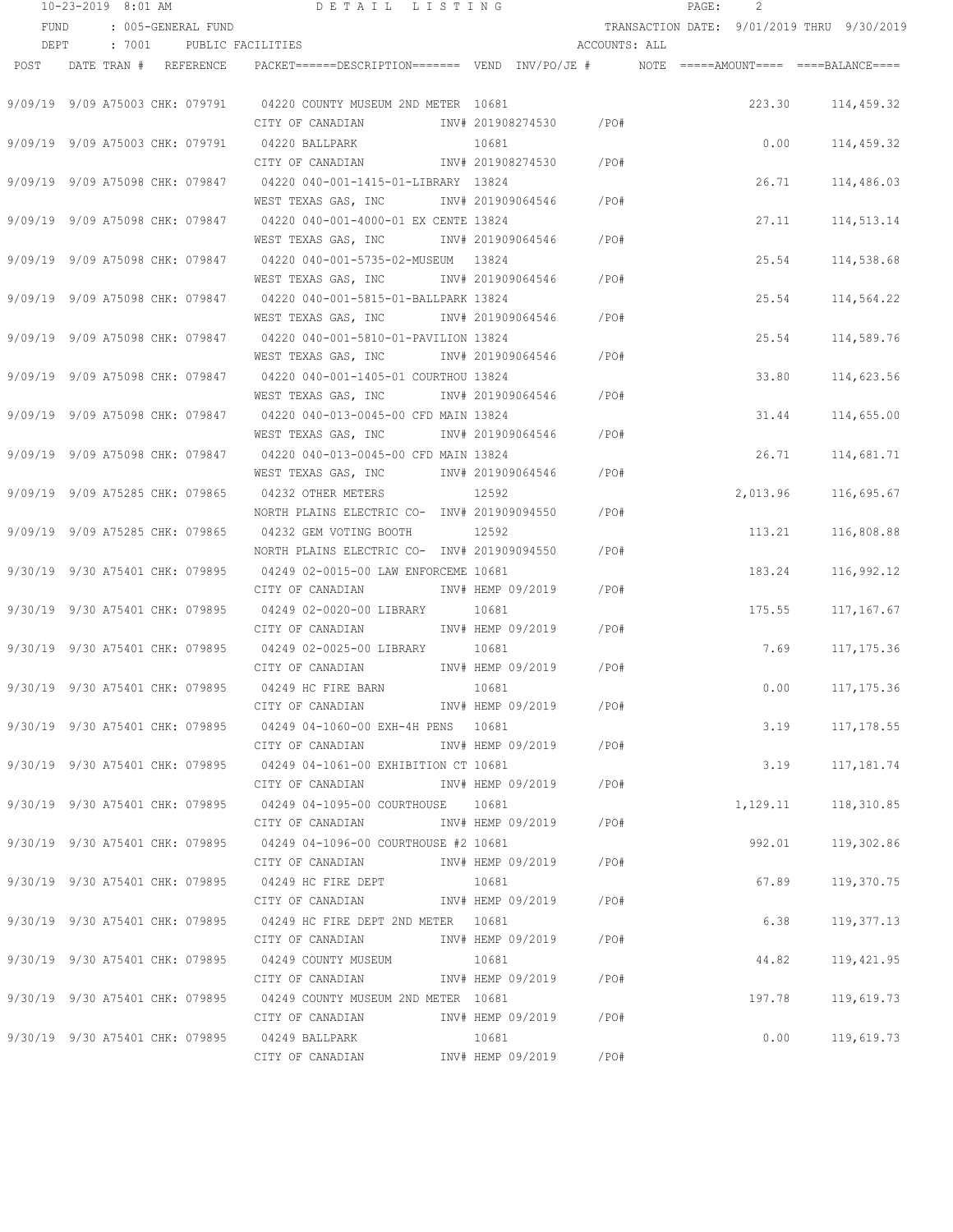10-23-2019 8:01 AM DETAIL LISTING

FUND : 005-GENERAL FUND TRANSACTION DATE: 9/01/2019 THRU 9/30/2019

DEPT : 7001 PUBLIC FACILITIES ACCOUNTS: ALL

| POST | DATE TRAN # | REFERENCE | PACKET======DESCRIPTION======= VEND INV/PO/JE # | NOTE | =====AMOUNT==== | ====BALANCE==== |
|---|---|---|---|---|---|---|
| 9/09/19 | 9/09 A75003 | CHK: 079791 | 04220 COUNTY MUSEUM 2ND METER 10681<br>CITY OF CANADIAN INV# 201908274530 /PO# | | 223.30 | 114,459.32 |
| 9/09/19 | 9/09 A75003 | CHK: 079791 | 04220 BALLPARK 10681<br>CITY OF CANADIAN INV# 201908274530 /PO# | | 0.00 | 114,459.32 |
| 9/09/19 | 9/09 A75098 | CHK: 079847 | 04220 040-001-1415-01-LIBRARY 13824<br>WEST TEXAS GAS, INC INV# 201909064546 /PO# | | 26.71 | 114,486.03 |
| 9/09/19 | 9/09 A75098 | CHK: 079847 | 04220 040-001-4000-01 EX CENTE 13824<br>WEST TEXAS GAS, INC INV# 201909064546 /PO# | | 27.11 | 114,513.14 |
| 9/09/19 | 9/09 A75098 | CHK: 079847 | 04220 040-001-5735-02-MUSEUM 13824<br>WEST TEXAS GAS, INC INV# 201909064546 /PO# | | 25.54 | 114,538.68 |
| 9/09/19 | 9/09 A75098 | CHK: 079847 | 04220 040-001-5815-01-BALLPARK 13824<br>WEST TEXAS GAS, INC INV# 201909064546 /PO# | | 25.54 | 114,564.22 |
| 9/09/19 | 9/09 A75098 | CHK: 079847 | 04220 040-001-5810-01-PAVILION 13824<br>WEST TEXAS GAS, INC INV# 201909064546 /PO# | | 25.54 | 114,589.76 |
| 9/09/19 | 9/09 A75098 | CHK: 079847 | 04220 040-001-1405-01 COURTHOU 13824<br>WEST TEXAS GAS, INC INV# 201909064546 /PO# | | 33.80 | 114,623.56 |
| 9/09/19 | 9/09 A75098 | CHK: 079847 | 04220 040-013-0045-00 CFD MAIN 13824<br>WEST TEXAS GAS, INC INV# 201909064546 /PO# | | 31.44 | 114,655.00 |
| 9/09/19 | 9/09 A75098 | CHK: 079847 | 04220 040-013-0045-00 CFD MAIN 13824<br>WEST TEXAS GAS, INC INV# 201909064546 /PO# | | 26.71 | 114,681.71 |
| 9/09/19 | 9/09 A75285 | CHK: 079865 | 04232 OTHER METERS 12592<br>NORTH PLAINS ELECTRIC CO- INV# 201909094550 /PO# | | 2,013.96 | 116,695.67 |
| 9/09/19 | 9/09 A75285 | CHK: 079865 | 04232 GEM VOTING BOOTH 12592<br>NORTH PLAINS ELECTRIC CO- INV# 201909094550 /PO# | | 113.21 | 116,808.88 |
| 9/30/19 | 9/30 A75401 | CHK: 079895 | 04249 02-0015-00 LAW ENFORCEME 10681<br>CITY OF CANADIAN INV# HEMP 09/2019 /PO# | | 183.24 | 116,992.12 |
| 9/30/19 | 9/30 A75401 | CHK: 079895 | 04249 02-0020-00 LIBRARY 10681<br>CITY OF CANADIAN INV# HEMP 09/2019 /PO# | | 175.55 | 117,167.67 |
| 9/30/19 | 9/30 A75401 | CHK: 079895 | 04249 02-0025-00 LIBRARY 10681<br>CITY OF CANADIAN INV# HEMP 09/2019 /PO# | | 7.69 | 117,175.36 |
| 9/30/19 | 9/30 A75401 | CHK: 079895 | 04249 HC FIRE BARN 10681<br>CITY OF CANADIAN INV# HEMP 09/2019 /PO# | | 0.00 | 117,175.36 |
| 9/30/19 | 9/30 A75401 | CHK: 079895 | 04249 04-1060-00 EXH-4H PENS 10681<br>CITY OF CANADIAN INV# HEMP 09/2019 /PO# | | 3.19 | 117,178.55 |
| 9/30/19 | 9/30 A75401 | CHK: 079895 | 04249 04-1061-00 EXHIBITION CT 10681<br>CITY OF CANADIAN INV# HEMP 09/2019 /PO# | | 3.19 | 117,181.74 |
| 9/30/19 | 9/30 A75401 | CHK: 079895 | 04249 04-1095-00 COURTHOUSE 10681<br>CITY OF CANADIAN INV# HEMP 09/2019 /PO# | | 1,129.11 | 118,310.85 |
| 9/30/19 | 9/30 A75401 | CHK: 079895 | 04249 04-1096-00 COURTHOUSE #2 10681<br>CITY OF CANADIAN INV# HEMP 09/2019 /PO# | | 992.01 | 119,302.86 |
| 9/30/19 | 9/30 A75401 | CHK: 079895 | 04249 HC FIRE DEPT 10681<br>CITY OF CANADIAN INV# HEMP 09/2019 /PO# | | 67.89 | 119,370.75 |
| 9/30/19 | 9/30 A75401 | CHK: 079895 | 04249 HC FIRE DEPT 2ND METER 10681<br>CITY OF CANADIAN INV# HEMP 09/2019 /PO# | | 6.38 | 119,377.13 |
| 9/30/19 | 9/30 A75401 | CHK: 079895 | 04249 COUNTY MUSEUM 10681<br>CITY OF CANADIAN INV# HEMP 09/2019 /PO# | | 44.82 | 119,421.95 |
| 9/30/19 | 9/30 A75401 | CHK: 079895 | 04249 COUNTY MUSEUM 2ND METER 10681<br>CITY OF CANADIAN INV# HEMP 09/2019 /PO# | | 197.78 | 119,619.73 |
| 9/30/19 | 9/30 A75401 | CHK: 079895 | 04249 BALLPARK 10681<br>CITY OF CANADIAN INV# HEMP 09/2019 /PO# | | 0.00 | 119,619.73 |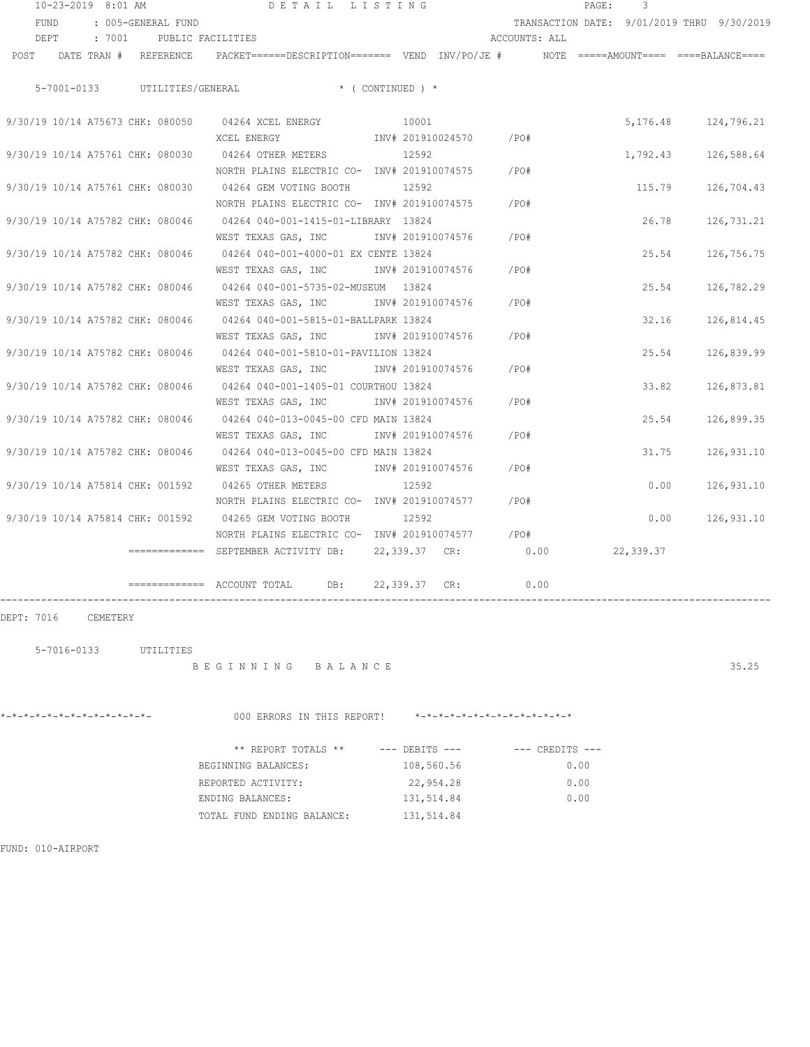10-23-2019 8:01 AM DETAIL LISTING

FUND : 005-GENERAL FUND TRANSACTION DATE: 9/01/2019 THRU 9/30/2019

DEPT : 7001 PUBLIC FACILITIES ACCOUNTS: ALL

| POST | DATE | TRAN # | REFERENCE | PACKET======DESCRIPTION======= | VEND | INV/PO/JE # | NOTE | =====AMOUNT==== | ====BALANCE==== |
|---|---|---|---|---|---|---|---|---|---|

5-7001-0133 UTILITIES/GENERAL * ( CONTINUED ) *

| POST | DATE | TRAN # | REFERENCE | PACKET/DESCRIPTION | VEND | INV/PO/JE # | NOTE | AMOUNT | BALANCE |
|---|---|---|---|---|---|---|---|---|---|
| 9/30/19 | 10/14 | A75673 | CHK: 080050 | 04264 XCEL ENERGY | 10001 | | | 5,176.48 | 124,796.21 |
| | | | | XCEL ENERGY | | INV# 201910024570 /PO# | | | |
| 9/30/19 | 10/14 | A75761 | CHK: 080030 | 04264 OTHER METERS | 12592 | | | 1,792.43 | 126,588.64 |
| | | | | NORTH PLAINS ELECTRIC CO- | | INV# 201910074575 /PO# | | | |
| 9/30/19 | 10/14 | A75761 | CHK: 080030 | 04264 GEM VOTING BOOTH | 12592 | | | 115.79 | 126,704.43 |
| | | | | NORTH PLAINS ELECTRIC CO- | | INV# 201910074575 /PO# | | | |
| 9/30/19 | 10/14 | A75782 | CHK: 080046 | 04264 040-001-1415-01-LIBRARY | 13824 | | | 26.78 | 126,731.21 |
| | | | | WEST TEXAS GAS, INC | | INV# 201910074576 /PO# | | | |
| 9/30/19 | 10/14 | A75782 | CHK: 080046 | 04264 040-001-4000-01 EX CENTE | 13824 | | | 25.54 | 126,756.75 |
| | | | | WEST TEXAS GAS, INC | | INV# 201910074576 /PO# | | | |
| 9/30/19 | 10/14 | A75782 | CHK: 080046 | 04264 040-001-5735-02-MUSEUM | 13824 | | | 25.54 | 126,782.29 |
| | | | | WEST TEXAS GAS, INC | | INV# 201910074576 /PO# | | | |
| 9/30/19 | 10/14 | A75782 | CHK: 080046 | 04264 040-001-5815-01-BALLPARK | 13824 | | | 32.16 | 126,814.45 |
| | | | | WEST TEXAS GAS, INC | | INV# 201910074576 /PO# | | | |
| 9/30/19 | 10/14 | A75782 | CHK: 080046 | 04264 040-001-5810-01-PAVILION | 13824 | | | 25.54 | 126,839.99 |
| | | | | WEST TEXAS GAS, INC | | INV# 201910074576 /PO# | | | |
| 9/30/19 | 10/14 | A75782 | CHK: 080046 | 04264 040-001-1405-01 COURTHOU | 13824 | | | 33.82 | 126,873.81 |
| | | | | WEST TEXAS GAS, INC | | INV# 201910074576 /PO# | | | |
| 9/30/19 | 10/14 | A75782 | CHK: 080046 | 04264 040-013-0045-00 CFD MAIN | 13824 | | | 25.54 | 126,899.35 |
| | | | | WEST TEXAS GAS, INC | | INV# 201910074576 /PO# | | | |
| 9/30/19 | 10/14 | A75782 | CHK: 080046 | 04264 040-013-0045-00 CFD MAIN | 13824 | | | 31.75 | 126,931.10 |
| | | | | WEST TEXAS GAS, INC | | INV# 201910074576 /PO# | | | |
| 9/30/19 | 10/14 | A75814 | CHK: 001592 | 04265 OTHER METERS | 12592 | | | 0.00 | 126,931.10 |
| | | | | NORTH PLAINS ELECTRIC CO- | | INV# 201910074577 /PO# | | | |
| 9/30/19 | 10/14 | A75814 | CHK: 001592 | 04265 GEM VOTING BOOTH | 12592 | | | 0.00 | 126,931.10 |
| | | | | NORTH PLAINS ELECTRIC CO- | | INV# 201910074577 /PO# | | | |

============= SEPTEMBER ACTIVITY DB: 22,339.37 CR: 0.00 22,339.37

============= ACCOUNT TOTAL DB: 22,339.37 CR: 0.00

DEPT: 7016 CEMETERY

5-7016-0133 UTILITIES

B E G I N N I N G B A L A N C E 35.25

*-*-*-*-*-*-*-*-*-*-*-*-*- 000 ERRORS IN THIS REPORT! *-*-*-*-*-*-*-*-*-*-*-*-*-*

| ** REPORT TOTALS ** | --- DEBITS --- | --- CREDITS --- |
|---|---|---|
| BEGINNING BALANCES: | 108,560.56 | 0.00 |
| REPORTED ACTIVITY: | 22,954.28 | 0.00 |
| ENDING BALANCES: | 131,514.84 | 0.00 |
| TOTAL FUND ENDING BALANCE: | 131,514.84 | |

FUND: 010-AIRPORT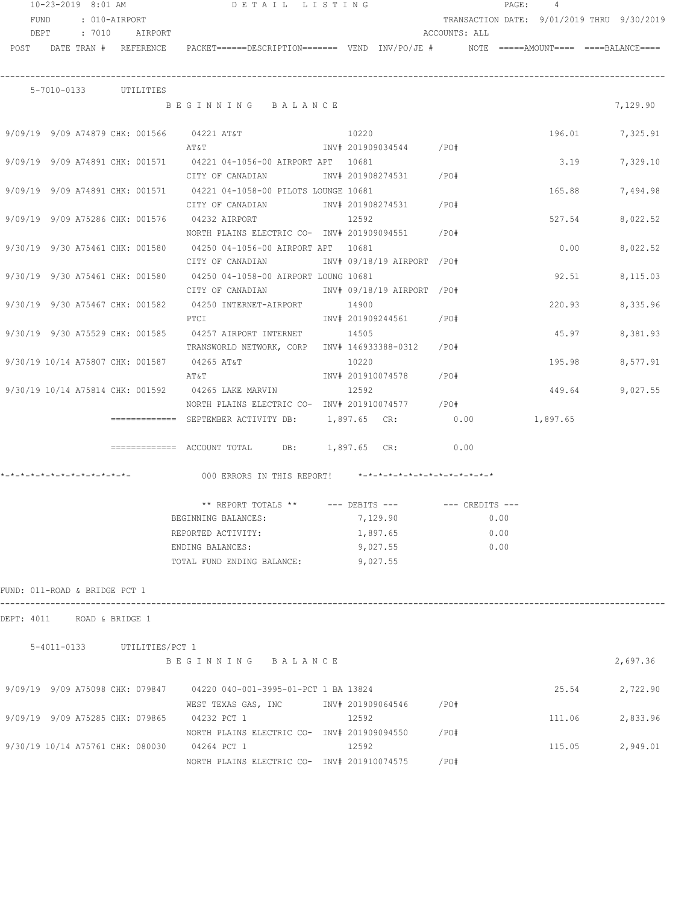10-23-2019 8:01 AM — DETAIL LISTING

FUND : 010-AIRPORT — TRANSACTION DATE: 9/01/2019 THRU 9/30/2019

DEPT : 7010 AIRPORT — ACCOUNTS: ALL

| POST | DATE | TRAN # | REFERENCE | PACKET======DESCRIPTION======= | VEND | INV/PO/JE # | NOTE | =====AMOUNT==== | ====BALANCE==== |
|---|---|---|---|---|---|---|---|---|---|

**5-7010-0133 UTILITIES**

| POST | DATE | TRAN # | REFERENCE | PACKET / DESCRIPTION | VEND | INV/PO/JE # | NOTE | AMOUNT | BALANCE |
|---|---|---|---|---|---|---|---|---|---|
| | | | | BEGINNING BALANCE | | | | | 7,129.90 |
| 9/09/19 | 9/09 | A74879 | CHK: 001566 | 04221 AT&T / AT&T | 10220 | INV# 201909034544 | /PO# | 196.01 | 7,325.91 |
| 9/09/19 | 9/09 | A74891 | CHK: 001571 | 04221 04-1056-00 AIRPORT APT / CITY OF CANADIAN | 10681 | INV# 201908274531 | /PO# | 3.19 | 7,329.10 |
| 9/09/19 | 9/09 | A74891 | CHK: 001571 | 04221 04-1058-00 PILOTS LOUNGE / CITY OF CANADIAN | 10681 | INV# 201908274531 | /PO# | 165.88 | 7,494.98 |
| 9/09/19 | 9/09 | A75286 | CHK: 001576 | 04232 AIRPORT / NORTH PLAINS ELECTRIC CO- | 12592 | INV# 201909094551 | /PO# | 527.54 | 8,022.52 |
| 9/30/19 | 9/30 | A75461 | CHK: 001580 | 04250 04-1056-00 AIRPORT APT / CITY OF CANADIAN | 10681 | INV# 09/18/19 AIRPORT | /PO# | 0.00 | 8,022.52 |
| 9/30/19 | 9/30 | A75461 | CHK: 001580 | 04250 04-1058-00 AIRPORT LOUNG / CITY OF CANADIAN | 10681 | INV# 09/18/19 AIRPORT | /PO# | 92.51 | 8,115.03 |
| 9/30/19 | 9/30 | A75467 | CHK: 001582 | 04250 INTERNET-AIRPORT / PTCI | 14900 | INV# 201909244561 | /PO# | 220.93 | 8,335.96 |
| 9/30/19 | 9/30 | A75529 | CHK: 001585 | 04257 AIRPORT INTERNET / TRANSWORLD NETWORK, CORP | 14505 | INV# 146933388-0312 | /PO# | 45.97 | 8,381.93 |
| 9/30/19 | 10/14 | A75807 | CHK: 001587 | 04265 AT&T / AT&T | 10220 | INV# 201910074578 | /PO# | 195.98 | 8,577.91 |
| 9/30/19 | 10/14 | A75814 | CHK: 001592 | 04265 LAKE MARVIN / NORTH PLAINS ELECTRIC CO- | 12592 | INV# 201910074577 | /PO# | 449.64 | 9,027.55 |

============= SEPTEMBER ACTIVITY DB: 1,897.65 CR: 0.00 — 1,897.65

============= ACCOUNT TOTAL DB: 1,897.65 CR: 0.00

*-*-*-*-*-*-*-*-*-*-*-*-*- 000 ERRORS IN THIS REPORT! *-*-*-*-*-*-*-*-*-*-*-*-*-*

| ** REPORT TOTALS ** | --- DEBITS --- | --- CREDITS --- |
|---|---|---|
| BEGINNING BALANCES: | 7,129.90 | 0.00 |
| REPORTED ACTIVITY: | 1,897.65 | 0.00 |
| ENDING BALANCES: | 9,027.55 | 0.00 |
| TOTAL FUND ENDING BALANCE: | 9,027.55 | |

FUND: 011-ROAD & BRIDGE PCT 1

DEPT: 4011 ROAD & BRIDGE 1

**5-4011-0133 UTILITIES/PCT 1**

| POST | DATE | TRAN # | REFERENCE | PACKET / DESCRIPTION | VEND | INV/PO/JE # | NOTE | AMOUNT | BALANCE |
|---|---|---|---|---|---|---|---|---|---|
| | | | | BEGINNING BALANCE | | | | | 2,697.36 |
| 9/09/19 | 9/09 | A75098 | CHK: 079847 | 04220 040-001-3995-01-PCT 1 BA / WEST TEXAS GAS, INC | 13824 | INV# 201909064546 | /PO# | 25.54 | 2,722.90 |
| 9/09/19 | 9/09 | A75285 | CHK: 079865 | 04232 PCT 1 / NORTH PLAINS ELECTRIC CO- | 12592 | INV# 201909094550 | /PO# | 111.06 | 2,833.96 |
| 9/30/19 | 10/14 | A75761 | CHK: 080030 | 04264 PCT 1 / NORTH PLAINS ELECTRIC CO- | 12592 | INV# 201910074575 | /PO# | 115.05 | 2,949.01 |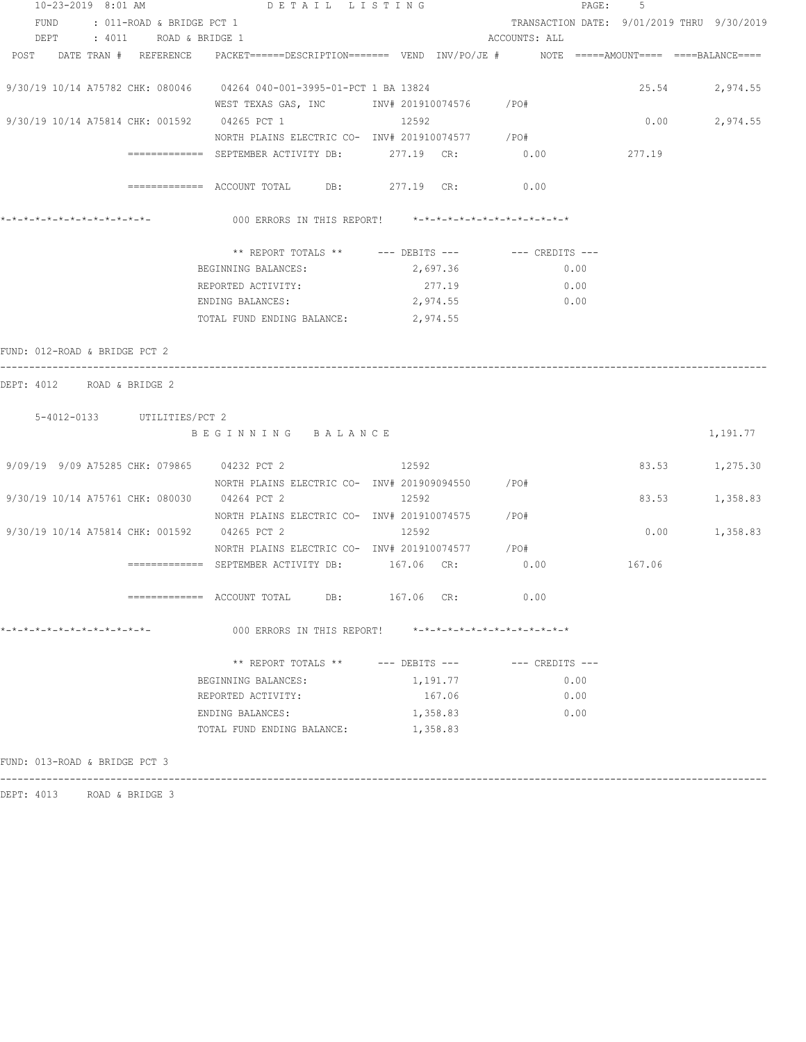10-23-2019 8:01 AM DETAIL LISTING

FUND : 011-ROAD & BRIDGE PCT 1 TRANSACTION DATE: 9/01/2019 THRU 9/30/2019

DEPT : 4011 ROAD & BRIDGE 1 ACCOUNTS: ALL

```
POST    DATE TRAN #  REFERENCE   PACKET======DESCRIPTION=======  VEND  INV/PO/JE #      NOTE  =====AMOUNT====  ====BALANCE====

9/30/19 10/14 A75782 CHK: 080046    04264 040-001-3995-01-PCT 1 BA 13824                                    25.54        2,974.55
                                    WEST TEXAS GAS, INC         INV# 201910074576     /PO#
9/30/19 10/14 A75814 CHK: 001592    04265 PCT 1                 12592                                        0.00        2,974.55
                                    NORTH PLAINS ELECTRIC CO-  INV# 201910074577     /PO#
                     =============  SEPTEMBER ACTIVITY DB:       277.19  CR:           0.00              277.19

                     =============  ACCOUNT TOTAL     DB:       277.19  CR:           0.00

*-*-*-*-*-*-*-*-*-*-*-*-*-             000 ERRORS IN THIS REPORT!     *-*-*-*-*-*-*-*-*-*-*-*-*-*

                              ** REPORT TOTALS **      --- DEBITS ---         --- CREDITS ---
                          BEGINNING BALANCES:              2,697.36                 0.00
                          REPORTED ACTIVITY:                 277.19                 0.00
                          ENDING BALANCES:                 2,974.55                 0.00
                          TOTAL FUND ENDING BALANCE:       2,974.55
```

FUND: 012-ROAD & BRIDGE PCT 2

DEPT: 4012 ROAD & BRIDGE 2

```
    5-4012-0133      UTILITIES/PCT 2
                          B E G I N N I N G   B A L A N C E                                                  1,191.77

9/09/19  9/09 A75285 CHK: 079865    04232 PCT 2                 12592                                       83.53        1,275.30
                                    NORTH PLAINS ELECTRIC CO-  INV# 201909094550     /PO#
9/30/19 10/14 A75761 CHK: 080030    04264 PCT 2                 12592                                       83.53        1,358.83
                                    NORTH PLAINS ELECTRIC CO-  INV# 201910074575     /PO#
9/30/19 10/14 A75814 CHK: 001592    04265 PCT 2                 12592                                        0.00        1,358.83
                                    NORTH PLAINS ELECTRIC CO-  INV# 201910074577     /PO#
                     =============  SEPTEMBER ACTIVITY DB:       167.06  CR:           0.00              167.06

                     =============  ACCOUNT TOTAL     DB:       167.06  CR:           0.00

*-*-*-*-*-*-*-*-*-*-*-*-*-             000 ERRORS IN THIS REPORT!     *-*-*-*-*-*-*-*-*-*-*-*-*-*

                              ** REPORT TOTALS **      --- DEBITS ---         --- CREDITS ---
                          BEGINNING BALANCES:              1,191.77                 0.00
                          REPORTED ACTIVITY:                 167.06                 0.00
                          ENDING BALANCES:                 1,358.83                 0.00
                          TOTAL FUND ENDING BALANCE:       1,358.83
```

FUND: 013-ROAD & BRIDGE PCT 3

DEPT: 4013 ROAD & BRIDGE 3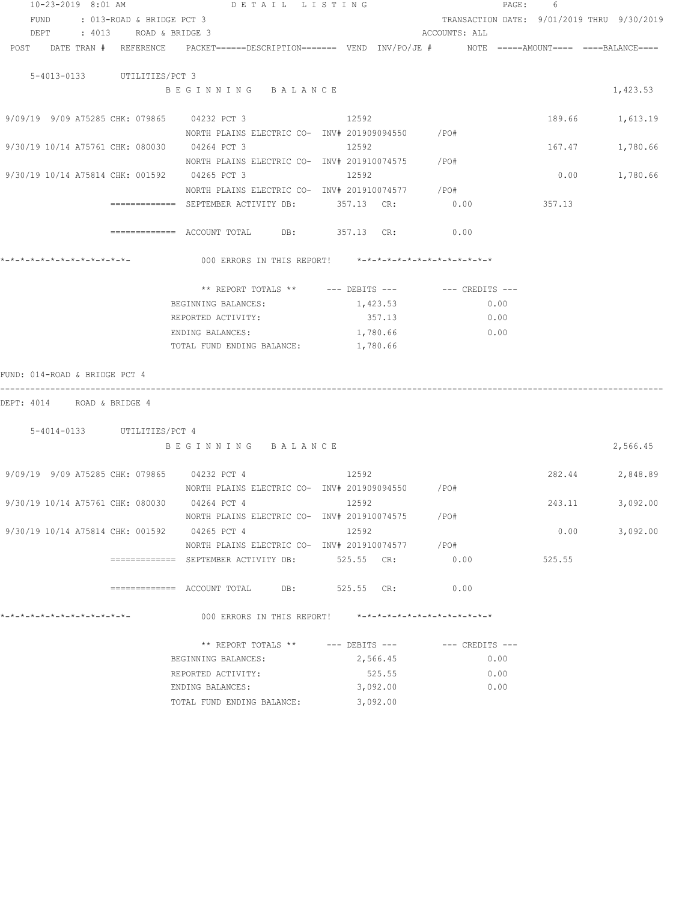FUND : 013-ROAD & BRIDGE PCT 3 — TRANSACTION DATE: 9/01/2019 THRU 9/30/2019
DEPT : 4013 ROAD & BRIDGE 3 — ACCOUNTS: ALL

| POST | DATE | TRAN # | REFERENCE | PACKET | DESCRIPTION | VEND | INV/PO/JE # | NOTE | AMOUNT | BALANCE |
|---|---|---|---|---|---|---|---|---|---|---|

**5-4013-0133 UTILITIES/PCT 3**

B E G I N N I N G B A L A N C E — 1,423.53

| POST | DATE | TRAN # | REFERENCE | PACKET / DESCRIPTION | VEND | INV/PO/JE # | AMOUNT | BALANCE |
|---|---|---|---|---|---|---|---|---|
| 9/09/19 | 9/09 | A75285 | CHK: 079865 | 04232 PCT 3 — NORTH PLAINS ELECTRIC CO- | 12592 | INV# 201909094550 /PO# | 189.66 | 1,613.19 |
| 9/30/19 | 10/14 | A75761 | CHK: 080030 | 04264 PCT 3 — NORTH PLAINS ELECTRIC CO- | 12592 | INV# 201910074575 /PO# | 167.47 | 1,780.66 |
| 9/30/19 | 10/14 | A75814 | CHK: 001592 | 04265 PCT 3 — NORTH PLAINS ELECTRIC CO- | 12592 | INV# 201910074577 /PO# | 0.00 | 1,780.66 |

============= SEPTEMBER ACTIVITY DB: 357.13 CR: 0.00 357.13

============= ACCOUNT TOTAL DB: 357.13 CR: 0.00

*-*-*-*-*-*-*-*-*-*-*-*-*- 000 ERRORS IN THIS REPORT! *-*-*-*-*-*-*-*-*-*-*-*-*-*

| ** REPORT TOTALS ** | --- DEBITS --- | --- CREDITS --- |
|---|---|---|
| BEGINNING BALANCES: | 1,423.53 | 0.00 |
| REPORTED ACTIVITY: | 357.13 | 0.00 |
| ENDING BALANCES: | 1,780.66 | 0.00 |
| TOTAL FUND ENDING BALANCE: | 1,780.66 | |

FUND: 014-ROAD & BRIDGE PCT 4

DEPT: 4014 ROAD & BRIDGE 4

**5-4014-0133 UTILITIES/PCT 4**

B E G I N N I N G B A L A N C E — 2,566.45

| POST | DATE | TRAN # | REFERENCE | PACKET / DESCRIPTION | VEND | INV/PO/JE # | AMOUNT | BALANCE |
|---|---|---|---|---|---|---|---|---|
| 9/09/19 | 9/09 | A75285 | CHK: 079865 | 04232 PCT 4 — NORTH PLAINS ELECTRIC CO- | 12592 | INV# 201909094550 /PO# | 282.44 | 2,848.89 |
| 9/30/19 | 10/14 | A75761 | CHK: 080030 | 04264 PCT 4 — NORTH PLAINS ELECTRIC CO- | 12592 | INV# 201910074575 /PO# | 243.11 | 3,092.00 |
| 9/30/19 | 10/14 | A75814 | CHK: 001592 | 04265 PCT 4 — NORTH PLAINS ELECTRIC CO- | 12592 | INV# 201910074577 /PO# | 0.00 | 3,092.00 |

============= SEPTEMBER ACTIVITY DB: 525.55 CR: 0.00 525.55

============= ACCOUNT TOTAL DB: 525.55 CR: 0.00

*-*-*-*-*-*-*-*-*-*-*-*-*- 000 ERRORS IN THIS REPORT! *-*-*-*-*-*-*-*-*-*-*-*-*-*

| ** REPORT TOTALS ** | --- DEBITS --- | --- CREDITS --- |
|---|---|---|
| BEGINNING BALANCES: | 2,566.45 | 0.00 |
| REPORTED ACTIVITY: | 525.55 | 0.00 |
| ENDING BALANCES: | 3,092.00 | 0.00 |
| TOTAL FUND ENDING BALANCE: | 3,092.00 | |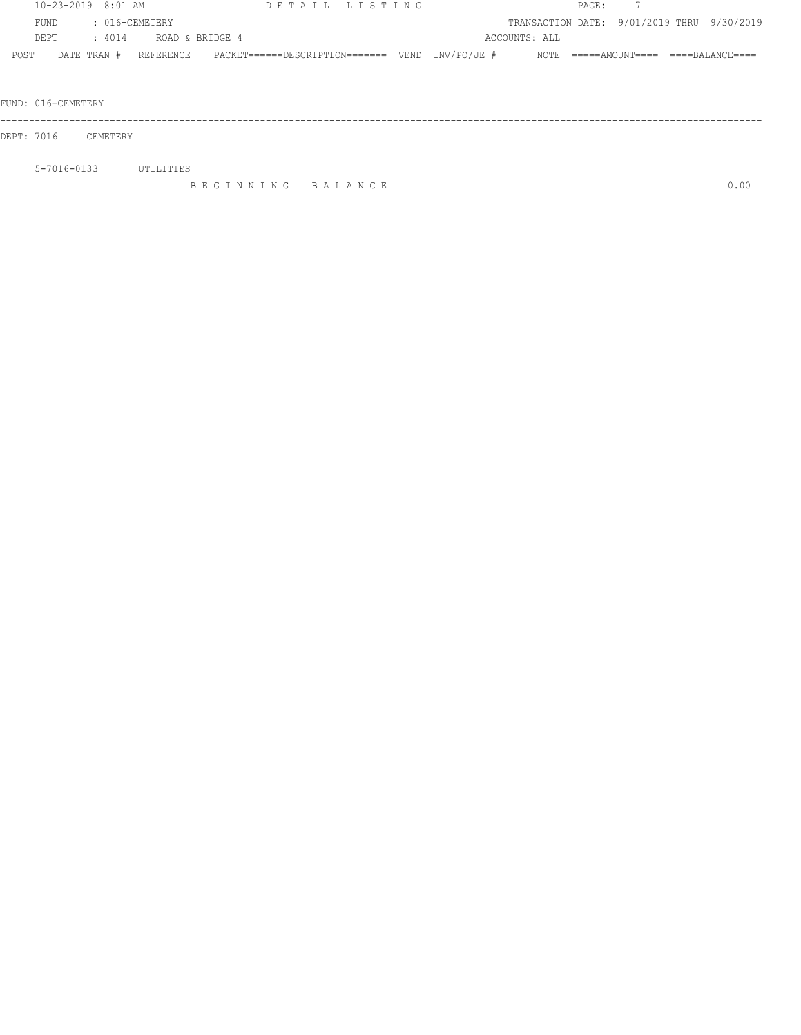10-23-2019 8:01 AM DETAIL LISTING PAGE: 7

FUND : 016-CEMETERY TRANSACTION DATE: 9/01/2019 THRU 9/30/2019

DEPT : 4014 ROAD & BRIDGE 4 ACCOUNTS: ALL

| POST | DATE | TRAN # | REFERENCE | PACKET | DESCRIPTION | VEND | INV/PO/JE # | NOTE | AMOUNT | BALANCE |
|---|---|---|---|---|---|---|---|---|---|---|

FUND: 016-CEMETERY

---

DEPT: 7016 CEMETERY

5-7016-0133 UTILITIES

BEGINNING BALANCE 0.00